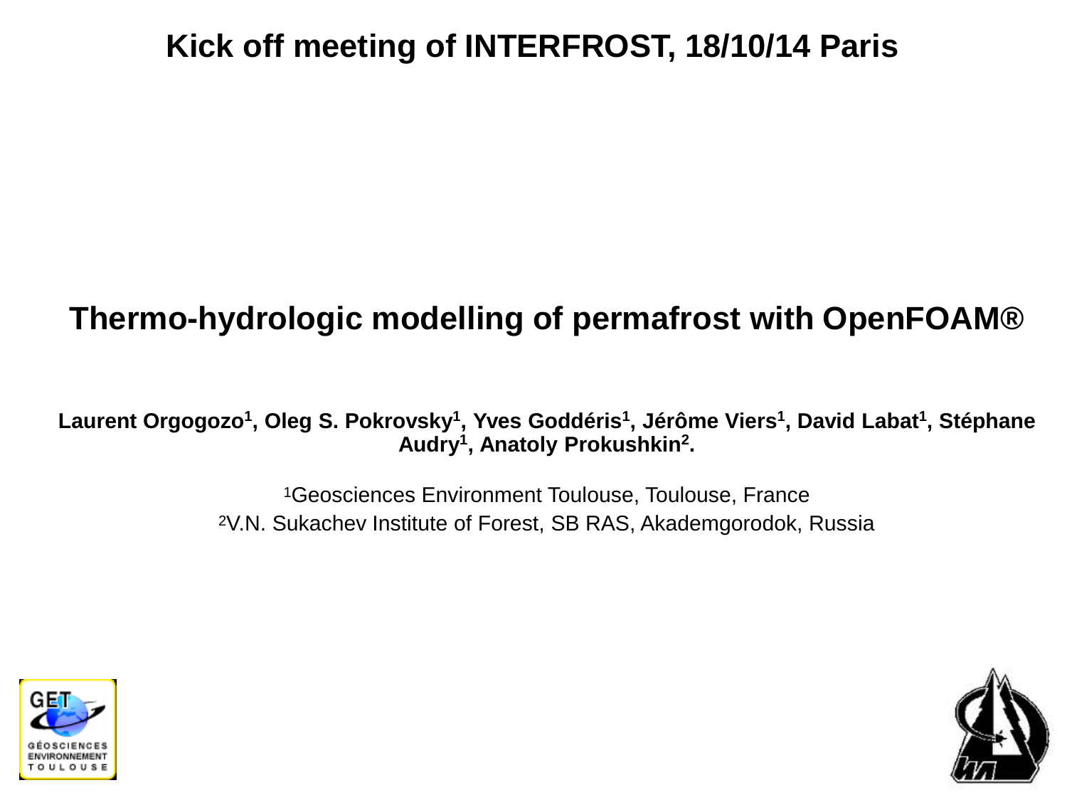**Kick off meeting of INTERFROST, 18/10/14 Paris**

# Thermo-hydrologic modelling of permafrost with OpenFOAM®

**Laurent Orgogozo[1], Oleg S. Pokrovsky[1], Yves Goddéris[1], Jérôme Viers[1], David Labat[1], Stéphane Audry[1], Anatoly Prokushkin[2].**

[1]Geosciences Environment Toulouse, Toulouse, France

[2]V.N. Sukachev Institute of Forest, SB RAS, Akademgorodok, Russia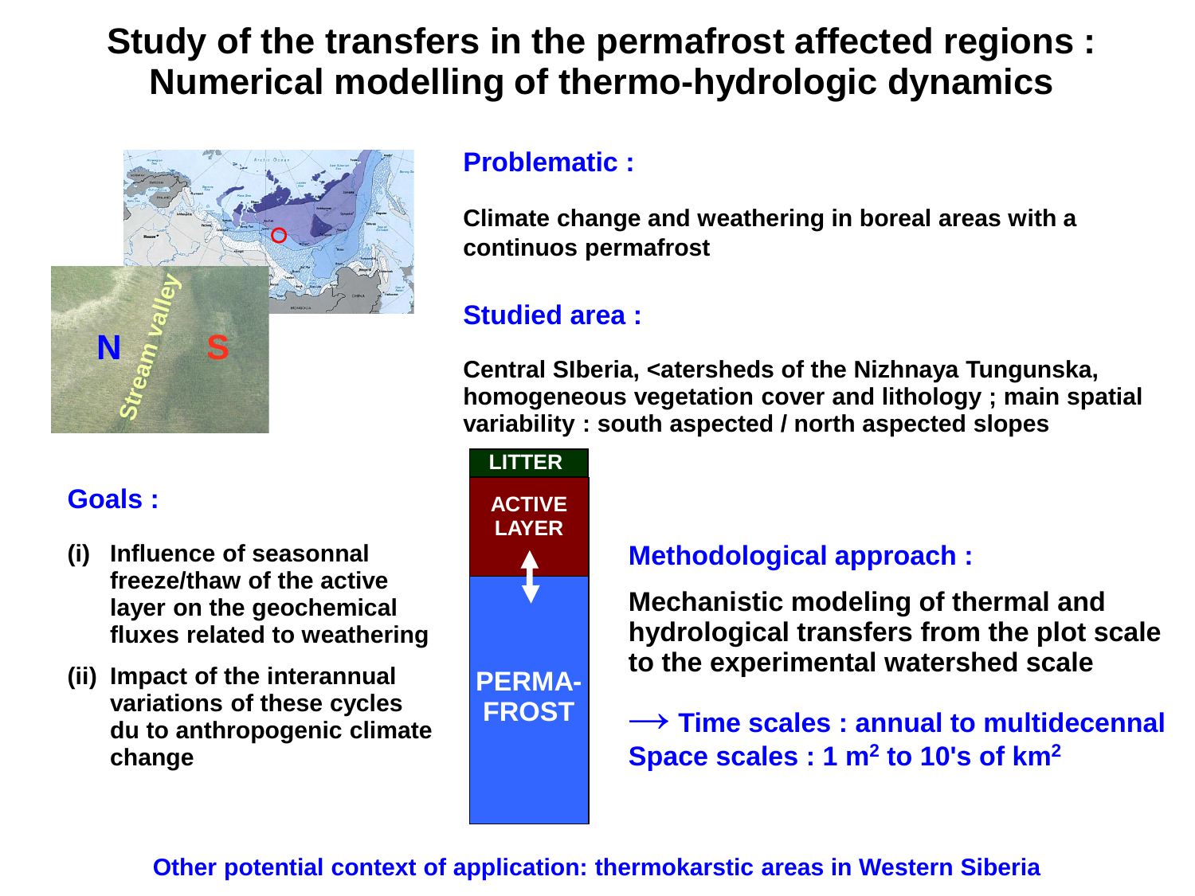# Study of the transfers in the permafrost affected regions : Numerical modelling of thermo-hydrologic dynamics

## Problematic :

Climate change and weathering in boreal areas with a continuos permafrost

## Studied area :

Central SIberia, <atersheds of the Nizhnaya Tungunska, homogeneous vegetation cover and lithology ; main spatial variability : south aspected / north aspected slopes

## Goals :

(i) Influence of seasonnal freeze/thaw of the active layer on the geochemical fluxes related to weathering

(ii) Impact of the interannual variations of these cycles du to anthropogenic climate change

LITTER

ACTIVE LAYER

PERMA-FROST

## Methodological approach :

Mechanistic modeling of thermal and hydrological transfers from the plot scale to the experimental watershed scale

⟶ Time scales : annual to multidecennal
Space scales : 1 $m^2$ to 10's of $km^2$

Other potential context of application: thermokarstic areas in Western Siberia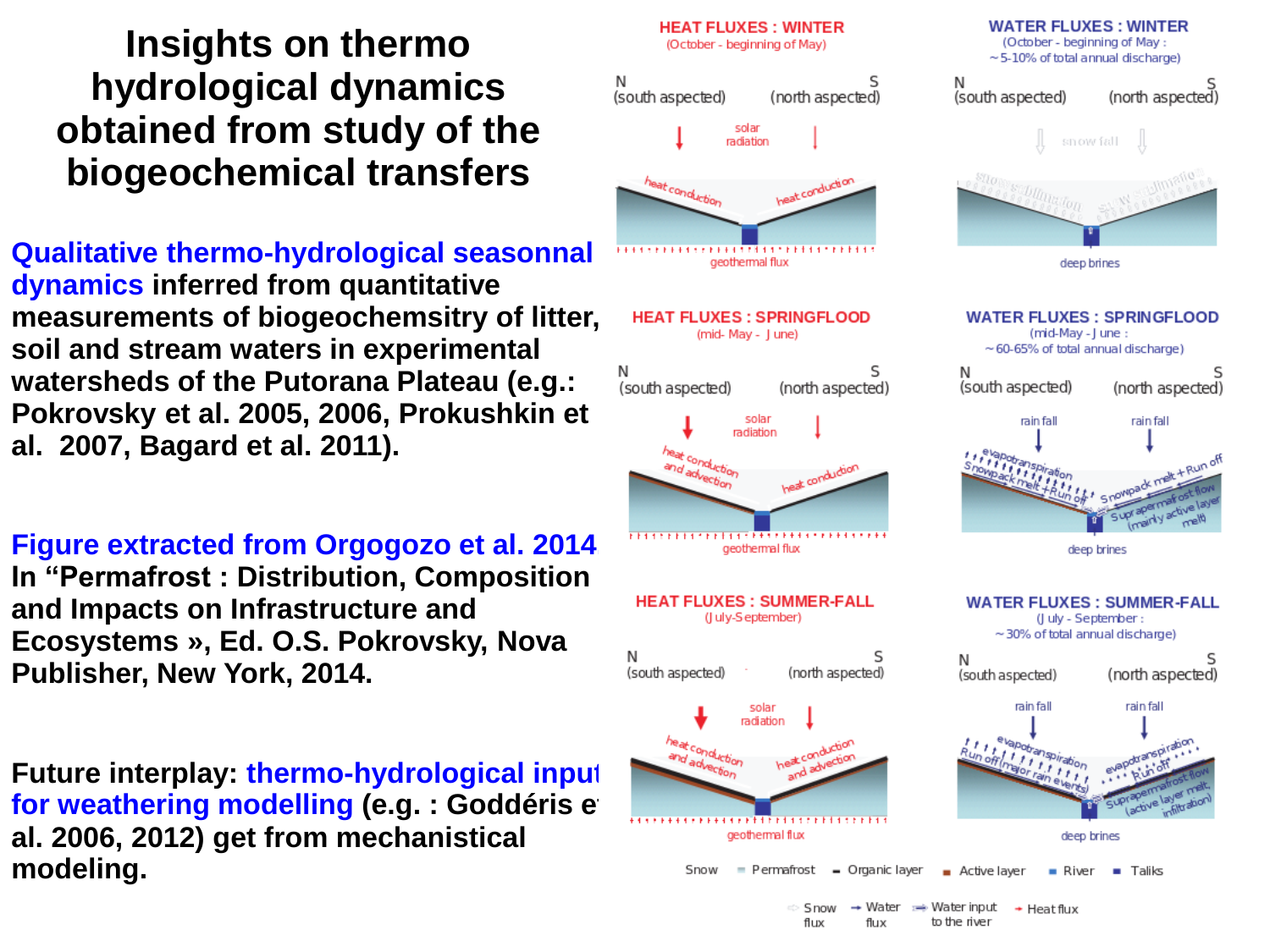# Insights on thermo hydrological dynamics obtained from study of the biogeochemical transfers

**Qualitative thermo-hydrological seasonnal dynamics inferred from quantitative measurements of biogeochemsitry of litter, soil and stream waters in experimental watersheds of the Putorana Plateau (e.g.: Pokrovsky et al. 2005, 2006, Prokushkin et al. 2007, Bagard et al. 2011).**

**Figure extracted from Orgogozo et al. 2014**
**In "Permafrost : Distribution, Composition and Impacts on Infrastructure and Ecosystems », Ed. O.S. Pokrovsky, Nova Publisher, New York, 2014.**

**Future interplay: thermo-hydrological input for weathering modelling (e.g. : Goddéris et al. 2006, 2012) get from mechanistical modeling.**

HEAT FLUXES : WINTER (October - beginning of May)

WATER FLUXES : WINTER (October - beginning of May : ~5-10% of total annual discharge)

HEAT FLUXES : SPRINGFLOOD (mid- May - June)

WATER FLUXES : SPRINGFLOOD (mid-May - June : ~60-65% of total annual discharge)

HEAT FLUXES : SUMMER-FALL (July-September)

WATER FLUXES : SUMMER-FALL (July - September : ~30% of total annual discharge)

Snow, Permafrost, Organic layer, Active layer, River, Taliks

Snow flux, Water flux, Water input to the river, Heat flux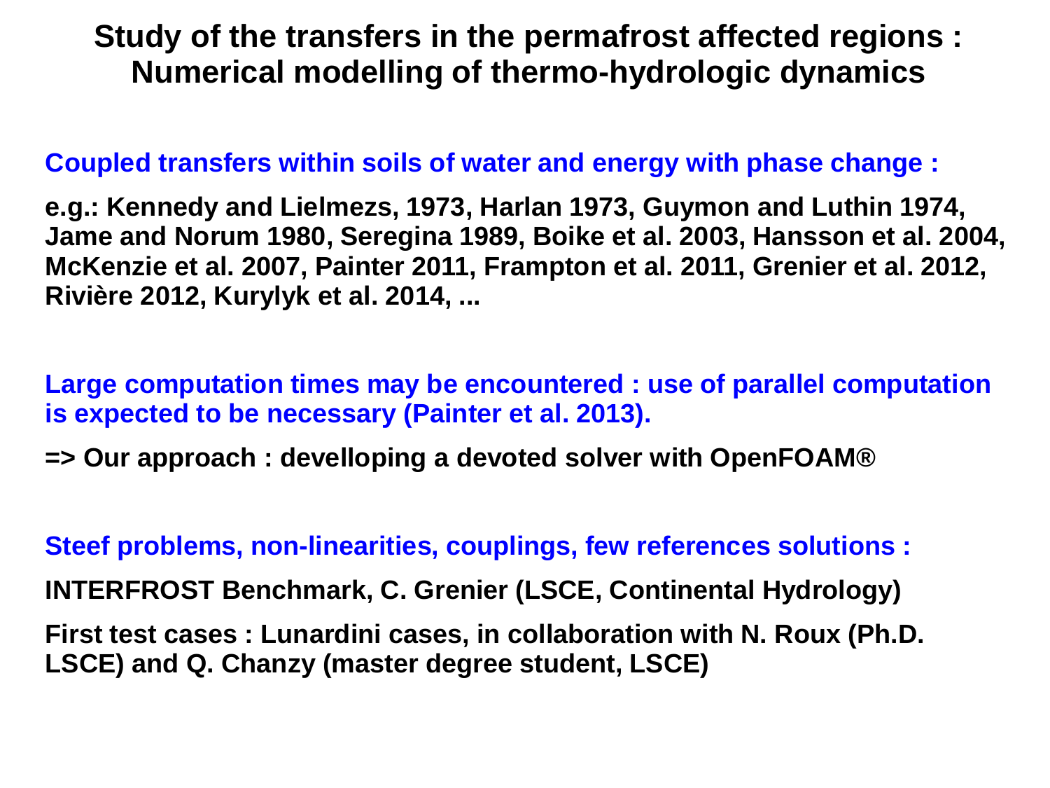# Study of the transfers in the permafrost affected regions : Numerical modelling of thermo-hydrologic dynamics

**Coupled transfers within soils of water and energy with phase change :**

**e.g.: Kennedy and Lielmezs, 1973, Harlan 1973, Guymon and Luthin 1974, Jame and Norum 1980, Seregina 1989, Boike et al. 2003, Hansson et al. 2004, McKenzie et al. 2007, Painter 2011, Frampton et al. 2011, Grenier et al. 2012, Rivière 2012, Kurylyk et al. 2014, ...**

**Large computation times may be encountered : use of parallel computation is expected to be necessary (Painter et al. 2013).**

**=> Our approach : develloping a devoted solver with OpenFOAM®**

**Steef problems, non-linearities, couplings, few references solutions :**

**INTERFROST Benchmark, C. Grenier (LSCE, Continental Hydrology)**

**First test cases : Lunardini cases, in collaboration with N. Roux (Ph.D. LSCE) and Q. Chanzy (master degree student, LSCE)**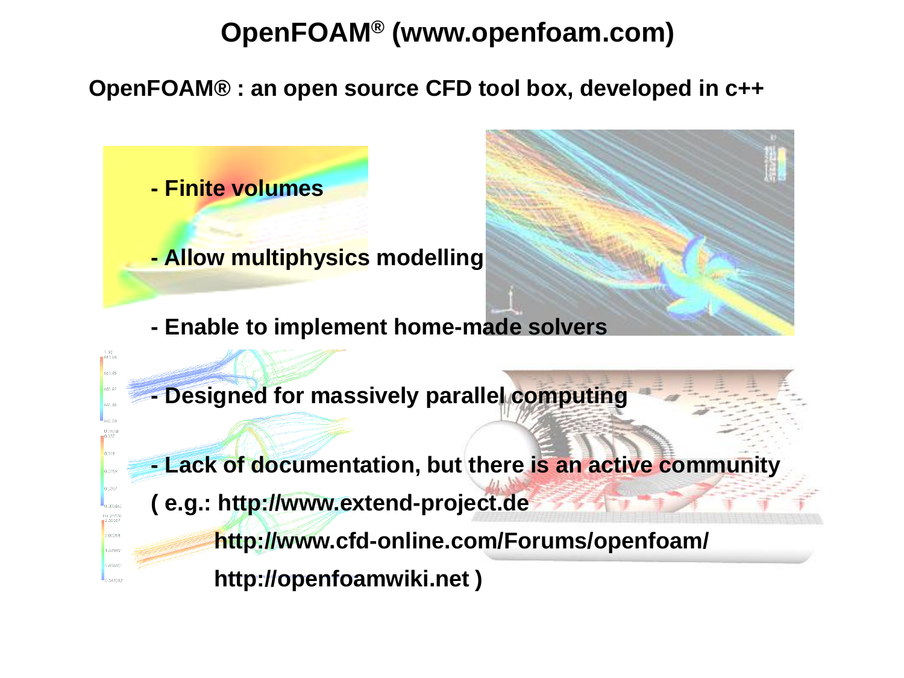# OpenFOAM® (www.openfoam.com)

**OpenFOAM® : an open source CFD tool box, developed in c++**

- **Finite volumes**
- **Allow multiphysics modelling**
- **Enable to implement home-made solvers**
- **Designed for massively parallel computing**
- **Lack of documentation, but there is an active community**

**( e.g.: http://www.extend-project.de**

**http://www.cfd-online.com/Forums/openfoam/**

**http://openfoamwiki.net )**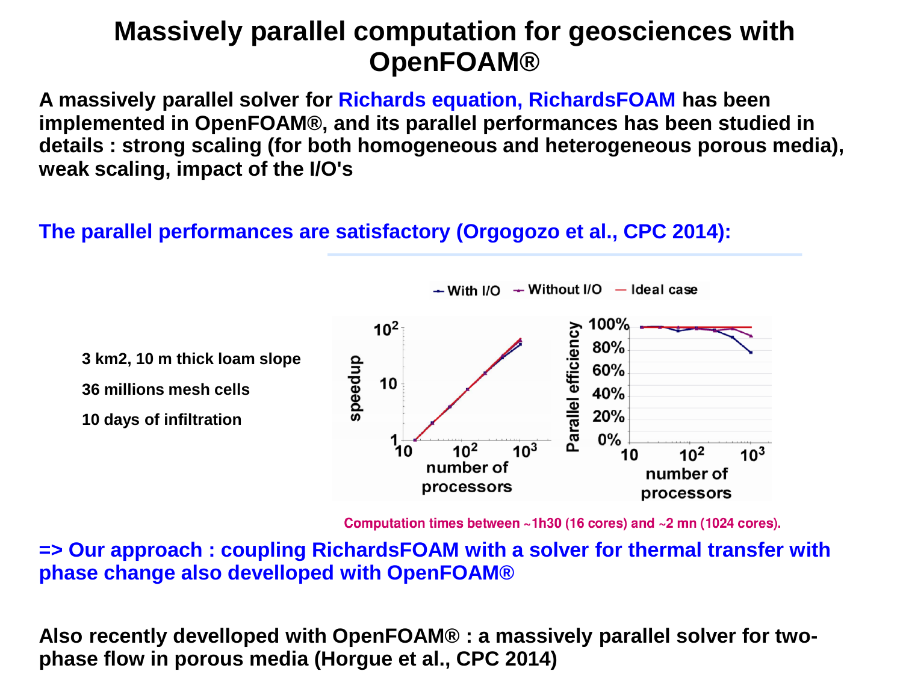# Massively parallel computation for geosciences with OpenFOAM®

**A massively parallel solver for Richards equation, RichardsFOAM has been implemented in OpenFOAM®, and its parallel performances has been studied in details : strong scaling (for both homogeneous and heterogeneous porous media), weak scaling, impact of the I/O's**

**The parallel performances are satisfactory (Orgogozo et al., CPC 2014):**

**3 km2, 10 m thick loam slope**

**36 millions mesh cells**

**10 days of infiltration**

With I/O — Without I/O — Ideal case

speedup: $1$, $10$, $10^2$ vs. number of processors: $10$, $10^2$, $10^3$

Parallel efficiency: 0%, 20%, 40%, 60%, 80%, 100% vs. number of processors: $10$, $10^2$, $10^3$

**Computation times between ~1h30 (16 cores) and ~2 mn (1024 cores).**

**=> Our approach : coupling RichardsFOAM with a solver for thermal transfer with phase change also develloped with OpenFOAM®**

**Also recently develloped with OpenFOAM® : a massively parallel solver for two-phase flow in porous media (Horgue et al., CPC 2014)**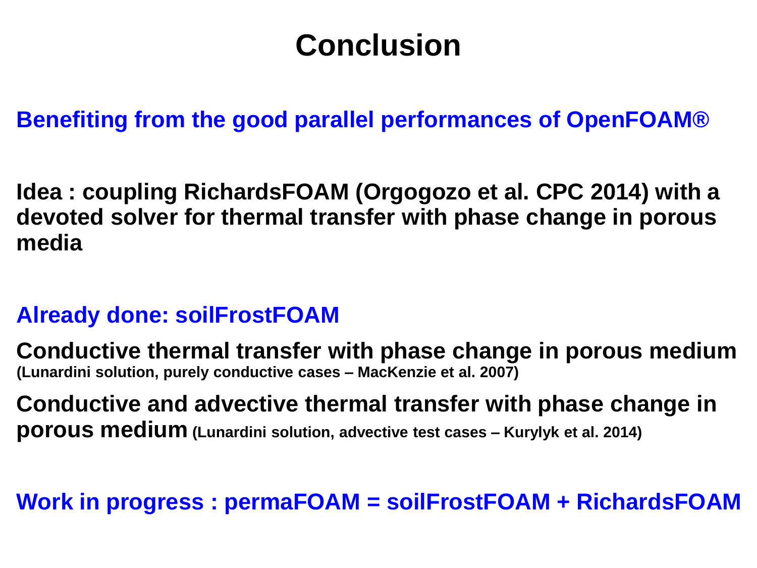# Conclusion

**Benefiting from the good parallel performances of OpenFOAM®**

**Idea : coupling RichardsFOAM (Orgogozo et al. CPC 2014) with a devoted solver for thermal transfer with phase change in porous media**

**Already done: soilFrostFOAM**

**Conductive thermal transfer with phase change in porous medium** **(Lunardini solution, purely conductive cases – MacKenzie et al. 2007)**

**Conductive and advective thermal transfer with phase change in porous medium** **(Lunardini solution, advective test cases – Kurylyk et al. 2014)**

**Work in progress : permaFOAM = soilFrostFOAM + RichardsFOAM**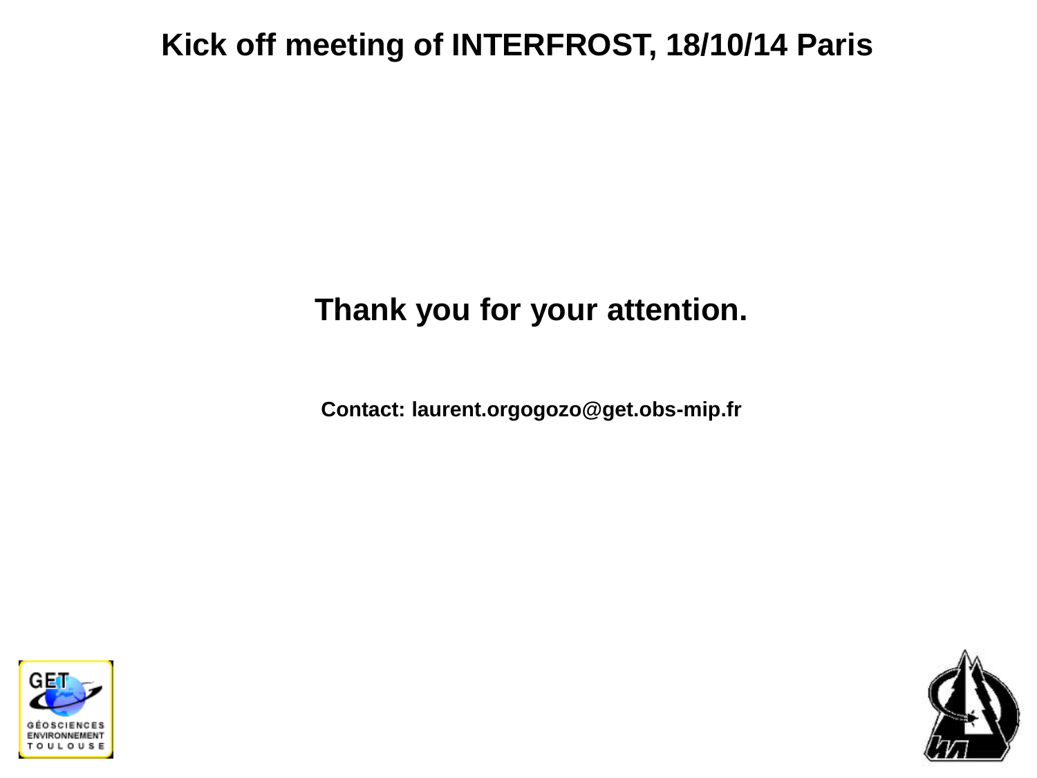# Kick off meeting of INTERFROST, 18/10/14 Paris

**Thank you for your attention.**

**Contact: laurent.orgogozo@get.obs-mip.fr**